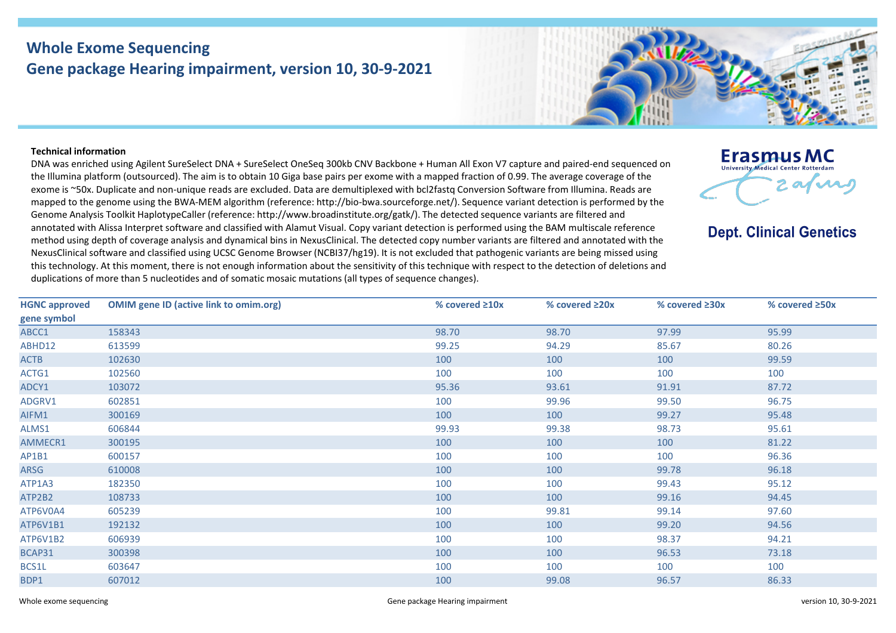# Whole Exome Sequencing
## Gene package Hearing impairment, version 10, 30-9-2021

**Technical information**

DNA was enriched using Agilent SureSelect DNA + SureSelect OneSeq 300kb CNV Backbone + Human All Exon V7 capture and paired-end sequenced on the Illumina platform (outsourced). The aim is to obtain 10 Giga base pairs per exome with a mapped fraction of 0.99. The average coverage of the exome is ~50x. Duplicate and non-unique reads are excluded. Data are demultiplexed with bcl2fastq Conversion Software from Illumina. Reads are mapped to the genome using the BWA-MEM algorithm (reference: http://bio-bwa.sourceforge.net/). Sequence variant detection is performed by the Genome Analysis Toolkit HaplotypeCaller (reference: http://www.broadinstitute.org/gatk/). The detected sequence variants are filtered and annotated with Alissa Interpret software and classified with Alamut Visual. Copy variant detection is performed using the BAM multiscale reference method using depth of coverage analysis and dynamical bins in NexusClinical. The detected copy number variants are filtered and annotated with the NexusClinical software and classified using UCSC Genome Browser (NCBI37/hg19). It is not excluded that pathogenic variants are being missed using this technology. At this moment, there is not enough information about the sensitivity of this technique with respect to the detection of deletions and duplications of more than 5 nucleotides and of somatic mosaic mutations (all types of sequence changes).

Erasmus MC
University Medical Center Rotterdam

**Dept. Clinical Genetics**

| HGNC approved gene symbol | OMIM gene ID (active link to omim.org) | % covered ≥10x | % covered ≥20x | % covered ≥30x | % covered ≥50x |
|---|---|---|---|---|---|
| ABCC1 | 158343 | 98.70 | 98.70 | 97.99 | 95.99 |
| ABHD12 | 613599 | 99.25 | 94.29 | 85.67 | 80.26 |
| ACTB | 102630 | 100 | 100 | 100 | 99.59 |
| ACTG1 | 102560 | 100 | 100 | 100 | 100 |
| ADCY1 | 103072 | 95.36 | 93.61 | 91.91 | 87.72 |
| ADGRV1 | 602851 | 100 | 99.96 | 99.50 | 96.75 |
| AIFM1 | 300169 | 100 | 100 | 99.27 | 95.48 |
| ALMS1 | 606844 | 99.93 | 99.38 | 98.73 | 95.61 |
| AMMECR1 | 300195 | 100 | 100 | 100 | 81.22 |
| AP1B1 | 600157 | 100 | 100 | 100 | 96.36 |
| ARSG | 610008 | 100 | 100 | 99.78 | 96.18 |
| ATP1A3 | 182350 | 100 | 100 | 99.43 | 95.12 |
| ATP2B2 | 108733 | 100 | 100 | 99.16 | 94.45 |
| ATP6V0A4 | 605239 | 100 | 99.81 | 99.14 | 97.60 |
| ATP6V1B1 | 192132 | 100 | 100 | 99.20 | 94.56 |
| ATP6V1B2 | 606939 | 100 | 100 | 98.37 | 94.21 |
| BCAP31 | 300398 | 100 | 100 | 96.53 | 73.18 |
| BCS1L | 603647 | 100 | 100 | 100 | 100 |
| BDP1 | 607012 | 100 | 99.08 | 96.57 | 86.33 |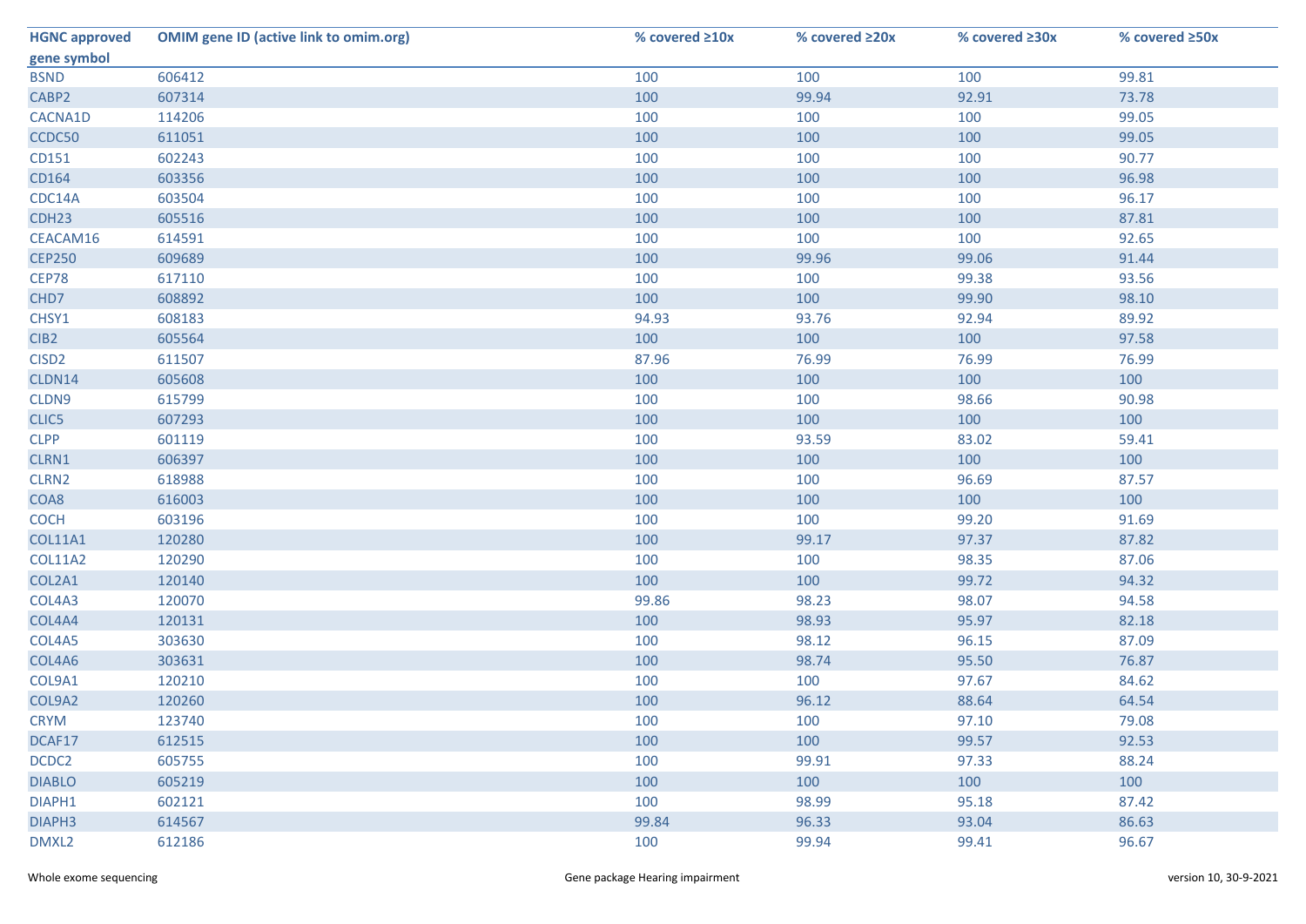| HGNC approved gene symbol | OMIM gene ID (active link to omim.org) | % covered ≥10x | % covered ≥20x | % covered ≥30x | % covered ≥50x |
|---|---|---|---|---|---|
| BSND | 606412 | 100 | 100 | 100 | 99.81 |
| CABP2 | 607314 | 100 | 99.94 | 92.91 | 73.78 |
| CACNA1D | 114206 | 100 | 100 | 100 | 99.05 |
| CCDC50 | 611051 | 100 | 100 | 100 | 99.05 |
| CD151 | 602243 | 100 | 100 | 100 | 90.77 |
| CD164 | 603356 | 100 | 100 | 100 | 96.98 |
| CDC14A | 603504 | 100 | 100 | 100 | 96.17 |
| CDH23 | 605516 | 100 | 100 | 100 | 87.81 |
| CEACAM16 | 614591 | 100 | 100 | 100 | 92.65 |
| CEP250 | 609689 | 100 | 99.96 | 99.06 | 91.44 |
| CEP78 | 617110 | 100 | 100 | 99.38 | 93.56 |
| CHD7 | 608892 | 100 | 100 | 99.90 | 98.10 |
| CHSY1 | 608183 | 94.93 | 93.76 | 92.94 | 89.92 |
| CIB2 | 605564 | 100 | 100 | 100 | 97.58 |
| CISD2 | 611507 | 87.96 | 76.99 | 76.99 | 76.99 |
| CLDN14 | 605608 | 100 | 100 | 100 | 100 |
| CLDN9 | 615799 | 100 | 100 | 98.66 | 90.98 |
| CLIC5 | 607293 | 100 | 100 | 100 | 100 |
| CLPP | 601119 | 100 | 93.59 | 83.02 | 59.41 |
| CLRN1 | 606397 | 100 | 100 | 100 | 100 |
| CLRN2 | 618988 | 100 | 100 | 96.69 | 87.57 |
| COA8 | 616003 | 100 | 100 | 100 | 100 |
| COCH | 603196 | 100 | 100 | 99.20 | 91.69 |
| COL11A1 | 120280 | 100 | 99.17 | 97.37 | 87.82 |
| COL11A2 | 120290 | 100 | 100 | 98.35 | 87.06 |
| COL2A1 | 120140 | 100 | 100 | 99.72 | 94.32 |
| COL4A3 | 120070 | 99.86 | 98.23 | 98.07 | 94.58 |
| COL4A4 | 120131 | 100 | 98.93 | 95.97 | 82.18 |
| COL4A5 | 303630 | 100 | 98.12 | 96.15 | 87.09 |
| COL4A6 | 303631 | 100 | 98.74 | 95.50 | 76.87 |
| COL9A1 | 120210 | 100 | 100 | 97.67 | 84.62 |
| COL9A2 | 120260 | 100 | 96.12 | 88.64 | 64.54 |
| CRYM | 123740 | 100 | 100 | 97.10 | 79.08 |
| DCAF17 | 612515 | 100 | 100 | 99.57 | 92.53 |
| DCDC2 | 605755 | 100 | 99.91 | 97.33 | 88.24 |
| DIABLO | 605219 | 100 | 100 | 100 | 100 |
| DIAPH1 | 602121 | 100 | 98.99 | 95.18 | 87.42 |
| DIAPH3 | 614567 | 99.84 | 96.33 | 93.04 | 86.63 |
| DMXL2 | 612186 | 100 | 99.94 | 99.41 | 96.67 |

Whole exome sequencing — Gene package Hearing impairment — version 10, 30-9-2021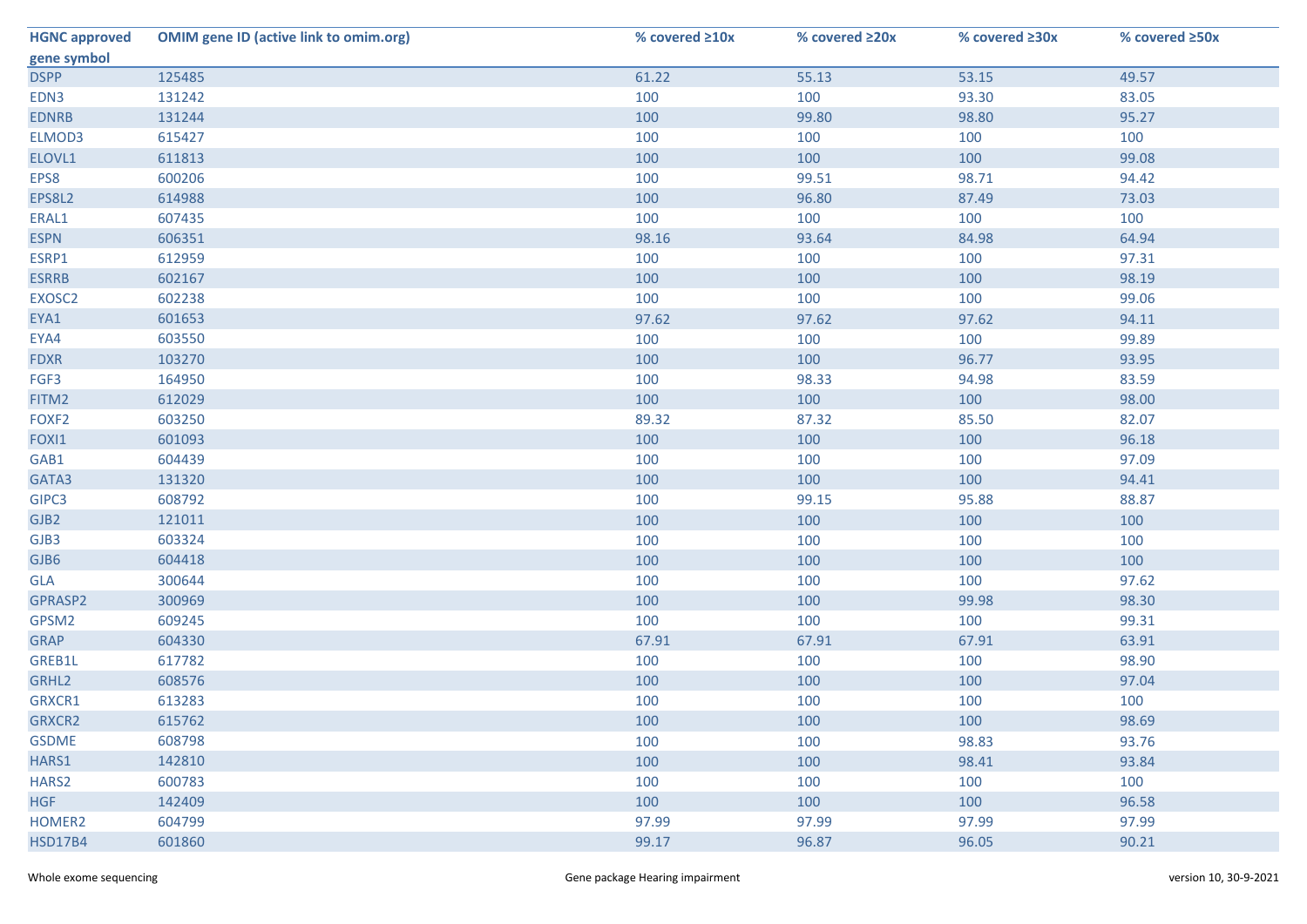| HGNC approved gene symbol | OMIM gene ID (active link to omim.org) | % covered ≥10x | % covered ≥20x | % covered ≥30x | % covered ≥50x |
|---|---|---|---|---|---|
| DSPP | 125485 | 61.22 | 55.13 | 53.15 | 49.57 |
| EDN3 | 131242 | 100 | 100 | 93.30 | 83.05 |
| EDNRB | 131244 | 100 | 99.80 | 98.80 | 95.27 |
| ELMOD3 | 615427 | 100 | 100 | 100 | 100 |
| ELOVL1 | 611813 | 100 | 100 | 100 | 99.08 |
| EPS8 | 600206 | 100 | 99.51 | 98.71 | 94.42 |
| EPS8L2 | 614988 | 100 | 96.80 | 87.49 | 73.03 |
| ERAL1 | 607435 | 100 | 100 | 100 | 100 |
| ESPN | 606351 | 98.16 | 93.64 | 84.98 | 64.94 |
| ESRP1 | 612959 | 100 | 100 | 100 | 97.31 |
| ESRRB | 602167 | 100 | 100 | 100 | 98.19 |
| EXOSC2 | 602238 | 100 | 100 | 100 | 99.06 |
| EYA1 | 601653 | 97.62 | 97.62 | 97.62 | 94.11 |
| EYA4 | 603550 | 100 | 100 | 100 | 99.89 |
| FDXR | 103270 | 100 | 100 | 96.77 | 93.95 |
| FGF3 | 164950 | 100 | 98.33 | 94.98 | 83.59 |
| FITM2 | 612029 | 100 | 100 | 100 | 98.00 |
| FOXF2 | 603250 | 89.32 | 87.32 | 85.50 | 82.07 |
| FOXI1 | 601093 | 100 | 100 | 100 | 96.18 |
| GAB1 | 604439 | 100 | 100 | 100 | 97.09 |
| GATA3 | 131320 | 100 | 100 | 100 | 94.41 |
| GIPC3 | 608792 | 100 | 99.15 | 95.88 | 88.87 |
| GJB2 | 121011 | 100 | 100 | 100 | 100 |
| GJB3 | 603324 | 100 | 100 | 100 | 100 |
| GJB6 | 604418 | 100 | 100 | 100 | 100 |
| GLA | 300644 | 100 | 100 | 100 | 97.62 |
| GPRASP2 | 300969 | 100 | 100 | 99.98 | 98.30 |
| GPSM2 | 609245 | 100 | 100 | 100 | 99.31 |
| GRAP | 604330 | 67.91 | 67.91 | 67.91 | 63.91 |
| GREB1L | 617782 | 100 | 100 | 100 | 98.90 |
| GRHL2 | 608576 | 100 | 100 | 100 | 97.04 |
| GRXCR1 | 613283 | 100 | 100 | 100 | 100 |
| GRXCR2 | 615762 | 100 | 100 | 100 | 98.69 |
| GSDME | 608798 | 100 | 100 | 98.83 | 93.76 |
| HARS1 | 142810 | 100 | 100 | 98.41 | 93.84 |
| HARS2 | 600783 | 100 | 100 | 100 | 100 |
| HGF | 142409 | 100 | 100 | 100 | 96.58 |
| HOMER2 | 604799 | 97.99 | 97.99 | 97.99 | 97.99 |
| HSD17B4 | 601860 | 99.17 | 96.87 | 96.05 | 90.21 |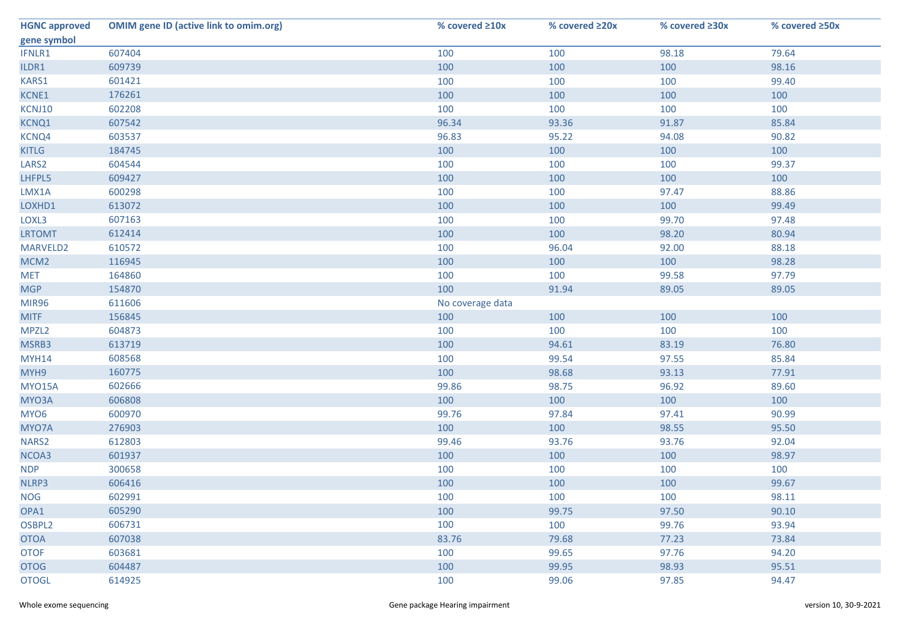| HGNC approved gene symbol | OMIM gene ID (active link to omim.org) | % covered ≥10x | % covered ≥20x | % covered ≥30x | % covered ≥50x |
|---|---|---|---|---|---|
| IFNLR1 | 607404 | 100 | 100 | 98.18 | 79.64 |
| ILDR1 | 609739 | 100 | 100 | 100 | 98.16 |
| KARS1 | 601421 | 100 | 100 | 100 | 99.40 |
| KCNE1 | 176261 | 100 | 100 | 100 | 100 |
| KCNJ10 | 602208 | 100 | 100 | 100 | 100 |
| KCNQ1 | 607542 | 96.34 | 93.36 | 91.87 | 85.84 |
| KCNQ4 | 603537 | 96.83 | 95.22 | 94.08 | 90.82 |
| KITLG | 184745 | 100 | 100 | 100 | 100 |
| LARS2 | 604544 | 100 | 100 | 100 | 99.37 |
| LHFPL5 | 609427 | 100 | 100 | 100 | 100 |
| LMX1A | 600298 | 100 | 100 | 97.47 | 88.86 |
| LOXHD1 | 613072 | 100 | 100 | 100 | 99.49 |
| LOXL3 | 607163 | 100 | 100 | 99.70 | 97.48 |
| LRTOMT | 612414 | 100 | 100 | 98.20 | 80.94 |
| MARVELD2 | 610572 | 100 | 96.04 | 92.00 | 88.18 |
| MCM2 | 116945 | 100 | 100 | 100 | 98.28 |
| MET | 164860 | 100 | 100 | 99.58 | 97.79 |
| MGP | 154870 | 100 | 91.94 | 89.05 | 89.05 |
| MIR96 | 611606 | No coverage data | | | |
| MITF | 156845 | 100 | 100 | 100 | 100 |
| MPZL2 | 604873 | 100 | 100 | 100 | 100 |
| MSRB3 | 613719 | 100 | 94.61 | 83.19 | 76.80 |
| MYH14 | 608568 | 100 | 99.54 | 97.55 | 85.84 |
| MYH9 | 160775 | 100 | 98.68 | 93.13 | 77.91 |
| MYO15A | 602666 | 99.86 | 98.75 | 96.92 | 89.60 |
| MYO3A | 606808 | 100 | 100 | 100 | 100 |
| MYO6 | 600970 | 99.76 | 97.84 | 97.41 | 90.99 |
| MYO7A | 276903 | 100 | 100 | 98.55 | 95.50 |
| NARS2 | 612803 | 99.46 | 93.76 | 93.76 | 92.04 |
| NCOA3 | 601937 | 100 | 100 | 100 | 98.97 |
| NDP | 300658 | 100 | 100 | 100 | 100 |
| NLRP3 | 606416 | 100 | 100 | 100 | 99.67 |
| NOG | 602991 | 100 | 100 | 100 | 98.11 |
| OPA1 | 605290 | 100 | 99.75 | 97.50 | 90.10 |
| OSBPL2 | 606731 | 100 | 100 | 99.76 | 93.94 |
| OTOA | 607038 | 83.76 | 79.68 | 77.23 | 73.84 |
| OTOF | 603681 | 100 | 99.65 | 97.76 | 94.20 |
| OTOG | 604487 | 100 | 99.95 | 98.93 | 95.51 |
| OTOGL | 614925 | 100 | 99.06 | 97.85 | 94.47 |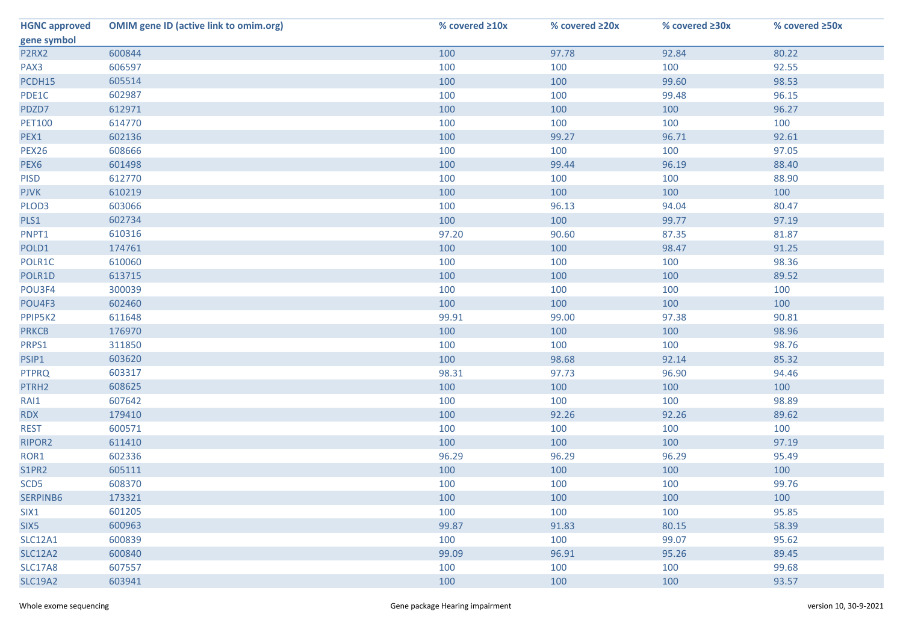| HGNC approved gene symbol | OMIM gene ID (active link to omim.org) | % covered ≥10x | % covered ≥20x | % covered ≥30x | % covered ≥50x |
|---|---|---|---|---|---|
| P2RX2 | 600844 | 100 | 97.78 | 92.84 | 80.22 |
| PAX3 | 606597 | 100 | 100 | 100 | 92.55 |
| PCDH15 | 605514 | 100 | 100 | 99.60 | 98.53 |
| PDE1C | 602987 | 100 | 100 | 99.48 | 96.15 |
| PDZD7 | 612971 | 100 | 100 | 100 | 96.27 |
| PET100 | 614770 | 100 | 100 | 100 | 100 |
| PEX1 | 602136 | 100 | 99.27 | 96.71 | 92.61 |
| PEX26 | 608666 | 100 | 100 | 100 | 97.05 |
| PEX6 | 601498 | 100 | 99.44 | 96.19 | 88.40 |
| PISD | 612770 | 100 | 100 | 100 | 88.90 |
| PJVK | 610219 | 100 | 100 | 100 | 100 |
| PLOD3 | 603066 | 100 | 96.13 | 94.04 | 80.47 |
| PLS1 | 602734 | 100 | 100 | 99.77 | 97.19 |
| PNPT1 | 610316 | 97.20 | 90.60 | 87.35 | 81.87 |
| POLD1 | 174761 | 100 | 100 | 98.47 | 91.25 |
| POLR1C | 610060 | 100 | 100 | 100 | 98.36 |
| POLR1D | 613715 | 100 | 100 | 100 | 89.52 |
| POU3F4 | 300039 | 100 | 100 | 100 | 100 |
| POU4F3 | 602460 | 100 | 100 | 100 | 100 |
| PPIP5K2 | 611648 | 99.91 | 99.00 | 97.38 | 90.81 |
| PRKCB | 176970 | 100 | 100 | 100 | 98.96 |
| PRPS1 | 311850 | 100 | 100 | 100 | 98.76 |
| PSIP1 | 603620 | 100 | 98.68 | 92.14 | 85.32 |
| PTPRQ | 603317 | 98.31 | 97.73 | 96.90 | 94.46 |
| PTRH2 | 608625 | 100 | 100 | 100 | 100 |
| RAI1 | 607642 | 100 | 100 | 100 | 98.89 |
| RDX | 179410 | 100 | 92.26 | 92.26 | 89.62 |
| REST | 600571 | 100 | 100 | 100 | 100 |
| RIPOR2 | 611410 | 100 | 100 | 100 | 97.19 |
| ROR1 | 602336 | 96.29 | 96.29 | 96.29 | 95.49 |
| S1PR2 | 605111 | 100 | 100 | 100 | 100 |
| SCD5 | 608370 | 100 | 100 | 100 | 99.76 |
| SERPINB6 | 173321 | 100 | 100 | 100 | 100 |
| SIX1 | 601205 | 100 | 100 | 100 | 95.85 |
| SIX5 | 600963 | 99.87 | 91.83 | 80.15 | 58.39 |
| SLC12A1 | 600839 | 100 | 100 | 99.07 | 95.62 |
| SLC12A2 | 600840 | 99.09 | 96.91 | 95.26 | 89.45 |
| SLC17A8 | 607557 | 100 | 100 | 100 | 99.68 |
| SLC19A2 | 603941 | 100 | 100 | 100 | 93.57 |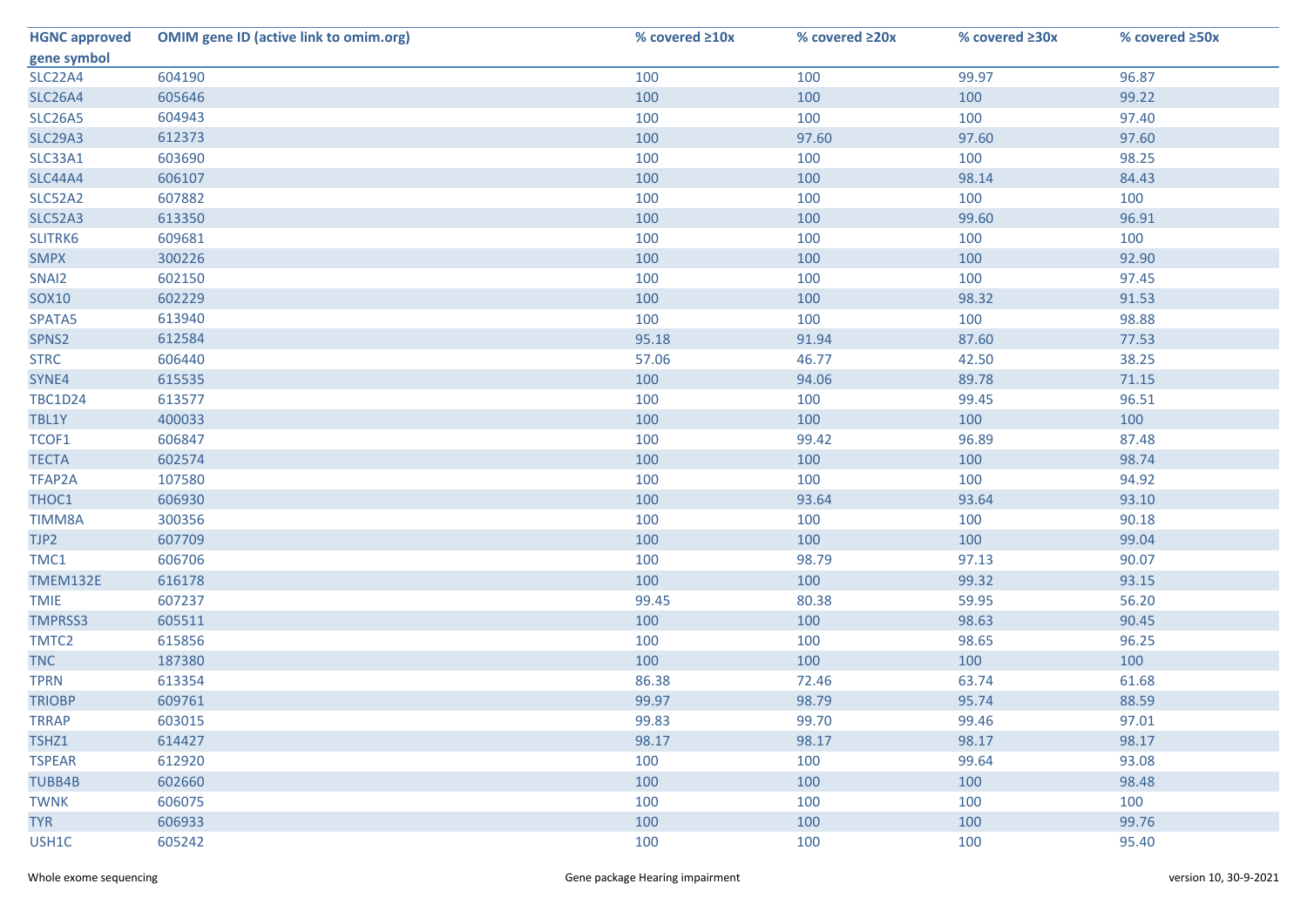| HGNC approved gene symbol | OMIM gene ID (active link to omim.org) | % covered ≥10x | % covered ≥20x | % covered ≥30x | % covered ≥50x |
|---|---|---|---|---|---|
| SLC22A4 | 604190 | 100 | 100 | 99.97 | 96.87 |
| SLC26A4 | 605646 | 100 | 100 | 100 | 99.22 |
| SLC26A5 | 604943 | 100 | 100 | 100 | 97.40 |
| SLC29A3 | 612373 | 100 | 97.60 | 97.60 | 97.60 |
| SLC33A1 | 603690 | 100 | 100 | 100 | 98.25 |
| SLC44A4 | 606107 | 100 | 100 | 98.14 | 84.43 |
| SLC52A2 | 607882 | 100 | 100 | 100 | 100 |
| SLC52A3 | 613350 | 100 | 100 | 99.60 | 96.91 |
| SLITRK6 | 609681 | 100 | 100 | 100 | 100 |
| SMPX | 300226 | 100 | 100 | 100 | 92.90 |
| SNAI2 | 602150 | 100 | 100 | 100 | 97.45 |
| SOX10 | 602229 | 100 | 100 | 98.32 | 91.53 |
| SPATA5 | 613940 | 100 | 100 | 100 | 98.88 |
| SPNS2 | 612584 | 95.18 | 91.94 | 87.60 | 77.53 |
| STRC | 606440 | 57.06 | 46.77 | 42.50 | 38.25 |
| SYNE4 | 615535 | 100 | 94.06 | 89.78 | 71.15 |
| TBC1D24 | 613577 | 100 | 100 | 99.45 | 96.51 |
| TBL1Y | 400033 | 100 | 100 | 100 | 100 |
| TCOF1 | 606847 | 100 | 99.42 | 96.89 | 87.48 |
| TECTA | 602574 | 100 | 100 | 100 | 98.74 |
| TFAP2A | 107580 | 100 | 100 | 100 | 94.92 |
| THOC1 | 606930 | 100 | 93.64 | 93.64 | 93.10 |
| TIMM8A | 300356 | 100 | 100 | 100 | 90.18 |
| TJP2 | 607709 | 100 | 100 | 100 | 99.04 |
| TMC1 | 606706 | 100 | 98.79 | 97.13 | 90.07 |
| TMEM132E | 616178 | 100 | 100 | 99.32 | 93.15 |
| TMIE | 607237 | 99.45 | 80.38 | 59.95 | 56.20 |
| TMPRSS3 | 605511 | 100 | 100 | 98.63 | 90.45 |
| TMTC2 | 615856 | 100 | 100 | 98.65 | 96.25 |
| TNC | 187380 | 100 | 100 | 100 | 100 |
| TPRN | 613354 | 86.38 | 72.46 | 63.74 | 61.68 |
| TRIOBP | 609761 | 99.97 | 98.79 | 95.74 | 88.59 |
| TRRAP | 603015 | 99.83 | 99.70 | 99.46 | 97.01 |
| TSHZ1 | 614427 | 98.17 | 98.17 | 98.17 | 98.17 |
| TSPEAR | 612920 | 100 | 100 | 99.64 | 93.08 |
| TUBB4B | 602660 | 100 | 100 | 100 | 98.48 |
| TWNK | 606075 | 100 | 100 | 100 | 100 |
| TYR | 606933 | 100 | 100 | 100 | 99.76 |
| USH1C | 605242 | 100 | 100 | 100 | 95.40 |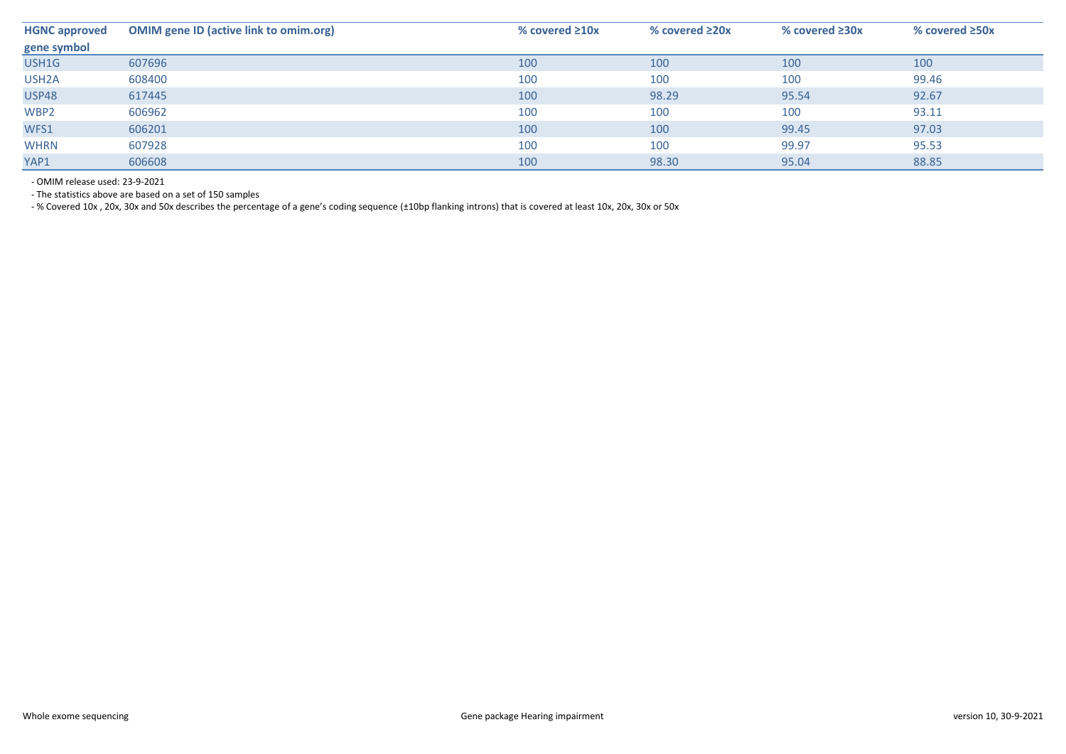| HGNC approved gene symbol | OMIM gene ID (active link to omim.org) | % covered ≥10x | % covered ≥20x | % covered ≥30x | % covered ≥50x |
|---|---|---|---|---|---|
| USH1G | 607696 | 100 | 100 | 100 | 100 |
| USH2A | 608400 | 100 | 100 | 100 | 99.46 |
| USP48 | 617445 | 100 | 98.29 | 95.54 | 92.67 |
| WBP2 | 606962 | 100 | 100 | 100 | 93.11 |
| WFS1 | 606201 | 100 | 100 | 99.45 | 97.03 |
| WHRN | 607928 | 100 | 100 | 99.97 | 95.53 |
| YAP1 | 606608 | 100 | 98.30 | 95.04 | 88.85 |

- OMIM release used: 23-9-2021
- The statistics above are based on a set of 150 samples
- % Covered 10x , 20x, 30x and 50x describes the percentage of a gene's coding sequence (±10bp flanking introns) that is covered at least 10x, 20x, 30x or 50x